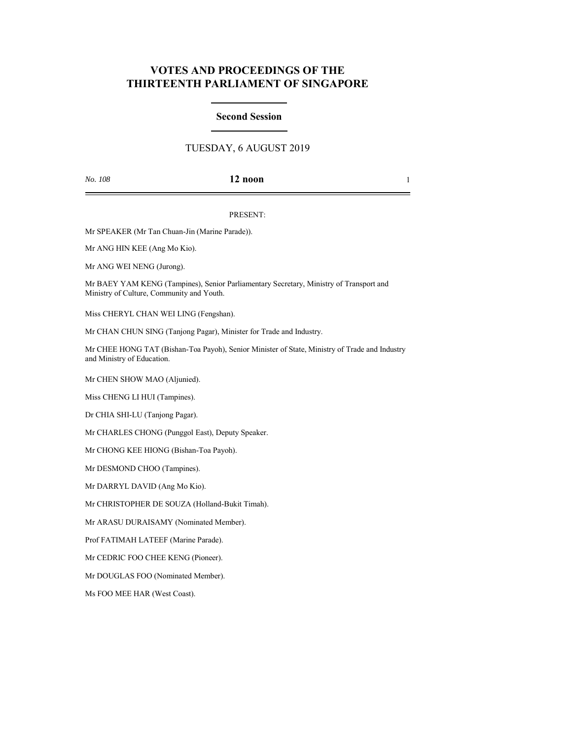# VOTES AND PROCEEDINGS OF THE THIRTEENTH PARLIAMENT OF SINGAPORE

## Second Session

TUESDAY, 6 AUGUST 2019

*No. 108* **12 noon**

PRESENT:

Mr SPEAKER (Mr Tan Chuan-Jin (Marine Parade)).

Mr ANG HIN KEE (Ang Mo Kio).

Mr ANG WEI NENG (Jurong).

Mr BAEY YAM KENG (Tampines), Senior Parliamentary Secretary, Ministry of Transport and Ministry of Culture, Community and Youth.

Miss CHERYL CHAN WEI LING (Fengshan).

Mr CHAN CHUN SING (Tanjong Pagar), Minister for Trade and Industry.

Mr CHEE HONG TAT (Bishan-Toa Payoh), Senior Minister of State, Ministry of Trade and Industry and Ministry of Education.

Mr CHEN SHOW MAO (Aljunied).

Miss CHENG LI HUI (Tampines).

Dr CHIA SHI-LU (Tanjong Pagar).

Mr CHARLES CHONG (Punggol East), Deputy Speaker.

Mr CHONG KEE HIONG (Bishan-Toa Payoh).

Mr DESMOND CHOO (Tampines).

Mr DARRYL DAVID (Ang Mo Kio).

Mr CHRISTOPHER DE SOUZA (Holland-Bukit Timah).

Mr ARASU DURAISAMY (Nominated Member).

Prof FATIMAH LATEEF (Marine Parade).

Mr CEDRIC FOO CHEE KENG (Pioneer).

Mr DOUGLAS FOO (Nominated Member).

Ms FOO MEE HAR (West Coast).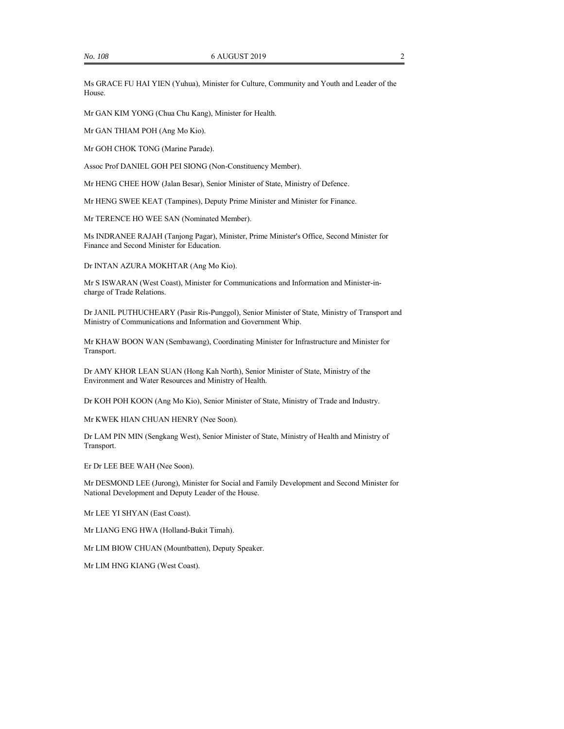Ms GRACE FU HAI YIEN (Yuhua), Minister for Culture, Community and Youth and Leader of the House.

Mr GAN KIM YONG (Chua Chu Kang), Minister for Health.

Mr GAN THIAM POH (Ang Mo Kio).

Mr GOH CHOK TONG (Marine Parade).

Assoc Prof DANIEL GOH PEI SIONG (Non-Constituency Member).

Mr HENG CHEE HOW (Jalan Besar), Senior Minister of State, Ministry of Defence.

Mr HENG SWEE KEAT (Tampines), Deputy Prime Minister and Minister for Finance.

Mr TERENCE HO WEE SAN (Nominated Member).

Ms INDRANEE RAJAH (Tanjong Pagar), Minister, Prime Minister's Office, Second Minister for Finance and Second Minister for Education.

Dr INTAN AZURA MOKHTAR (Ang Mo Kio).

Mr S ISWARAN (West Coast), Minister for Communications and Information and Minister-in-charge of Trade Relations.

Dr JANIL PUTHUCHEARY (Pasir Ris-Punggol), Senior Minister of State, Ministry of Transport and Ministry of Communications and Information and Government Whip.

Mr KHAW BOON WAN (Sembawang), Coordinating Minister for Infrastructure and Minister for Transport.

Dr AMY KHOR LEAN SUAN (Hong Kah North), Senior Minister of State, Ministry of the Environment and Water Resources and Ministry of Health.

Dr KOH POH KOON (Ang Mo Kio), Senior Minister of State, Ministry of Trade and Industry.

Mr KWEK HIAN CHUAN HENRY (Nee Soon).

Dr LAM PIN MIN (Sengkang West), Senior Minister of State, Ministry of Health and Ministry of Transport.

Er Dr LEE BEE WAH (Nee Soon).

Mr DESMOND LEE (Jurong), Minister for Social and Family Development and Second Minister for National Development and Deputy Leader of the House.

Mr LEE YI SHYAN (East Coast).

Mr LIANG ENG HWA (Holland-Bukit Timah).

Mr LIM BIOW CHUAN (Mountbatten), Deputy Speaker.

Mr LIM HNG KIANG (West Coast).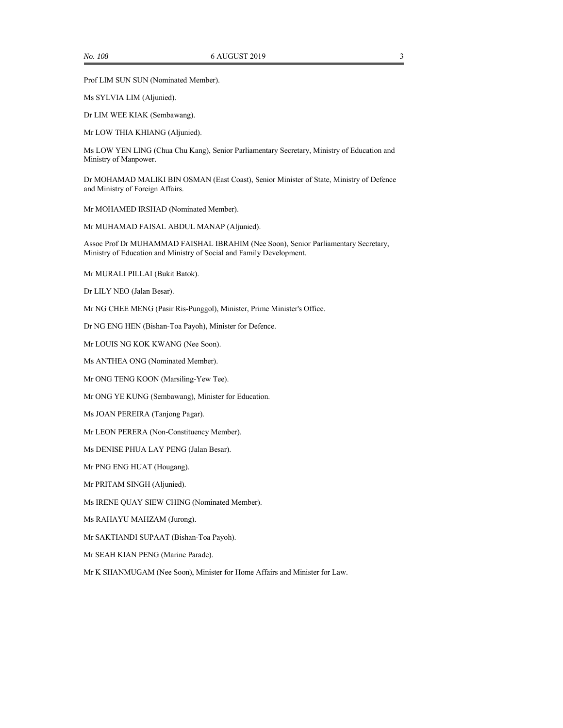Prof LIM SUN SUN (Nominated Member).

Ms SYLVIA LIM (Aljunied).

Dr LIM WEE KIAK (Sembawang).

Mr LOW THIA KHIANG (Aljunied).

Ms LOW YEN LING (Chua Chu Kang), Senior Parliamentary Secretary, Ministry of Education and Ministry of Manpower.

Dr MOHAMAD MALIKI BIN OSMAN (East Coast), Senior Minister of State, Ministry of Defence and Ministry of Foreign Affairs.

Mr MOHAMED IRSHAD (Nominated Member).

Mr MUHAMAD FAISAL ABDUL MANAP (Aljunied).

Assoc Prof Dr MUHAMMAD FAISHAL IBRAHIM (Nee Soon), Senior Parliamentary Secretary, Ministry of Education and Ministry of Social and Family Development.

Mr MURALI PILLAI (Bukit Batok).

Dr LILY NEO (Jalan Besar).

Mr NG CHEE MENG (Pasir Ris-Punggol), Minister, Prime Minister's Office.

Dr NG ENG HEN (Bishan-Toa Payoh), Minister for Defence.

Mr LOUIS NG KOK KWANG (Nee Soon).

Ms ANTHEA ONG (Nominated Member).

Mr ONG TENG KOON (Marsiling-Yew Tee).

Mr ONG YE KUNG (Sembawang), Minister for Education.

Ms JOAN PEREIRA (Tanjong Pagar).

Mr LEON PERERA (Non-Constituency Member).

Ms DENISE PHUA LAY PENG (Jalan Besar).

Mr PNG ENG HUAT (Hougang).

Mr PRITAM SINGH (Aljunied).

Ms IRENE QUAY SIEW CHING (Nominated Member).

Ms RAHAYU MAHZAM (Jurong).

Mr SAKTIANDI SUPAAT (Bishan-Toa Payoh).

Mr SEAH KIAN PENG (Marine Parade).

Mr K SHANMUGAM (Nee Soon), Minister for Home Affairs and Minister for Law.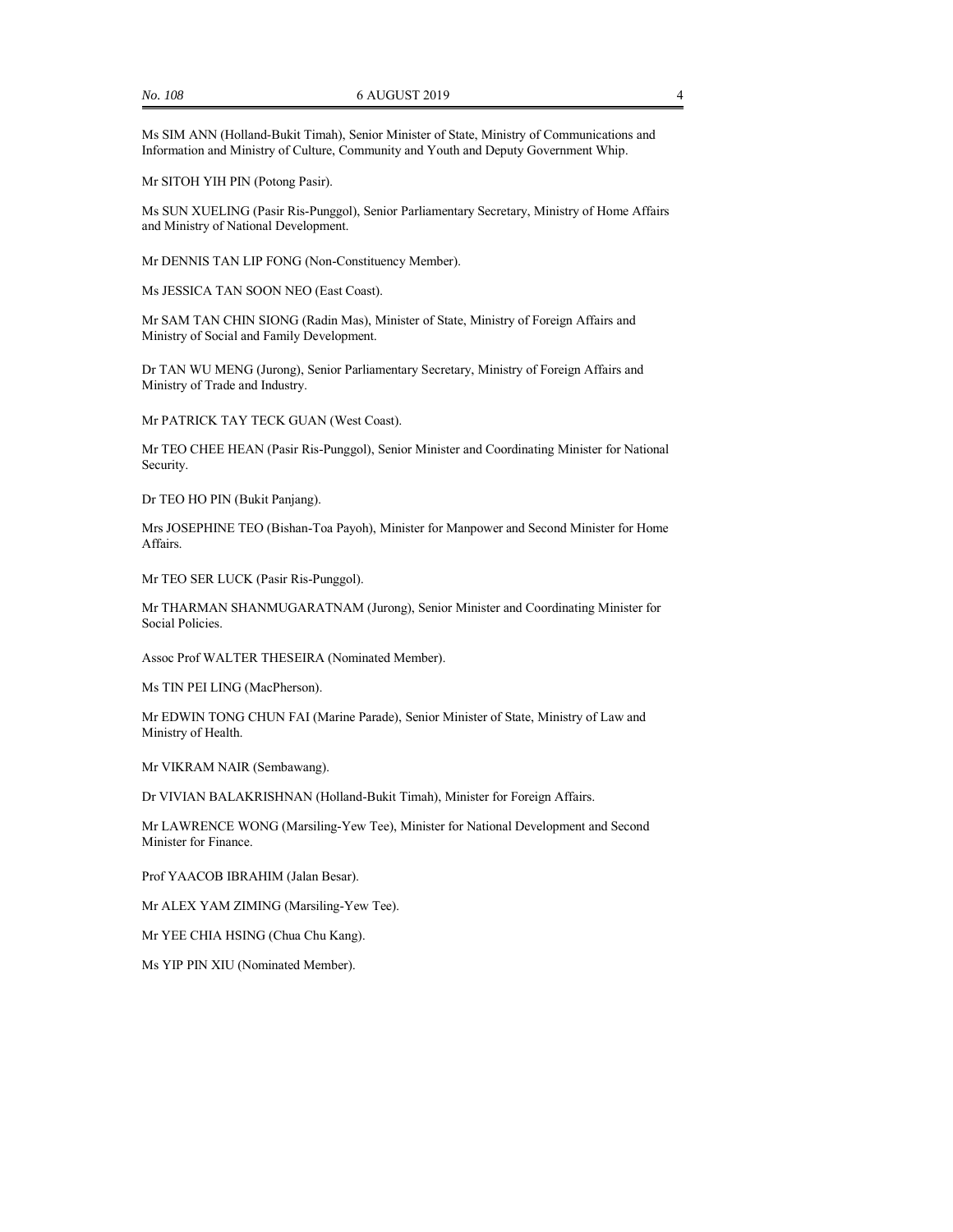Ms SIM ANN (Holland-Bukit Timah), Senior Minister of State, Ministry of Communications and Information and Ministry of Culture, Community and Youth and Deputy Government Whip.

Mr SITOH YIH PIN (Potong Pasir).

Ms SUN XUELING (Pasir Ris-Punggol), Senior Parliamentary Secretary, Ministry of Home Affairs and Ministry of National Development.

Mr DENNIS TAN LIP FONG (Non-Constituency Member).

Ms JESSICA TAN SOON NEO (East Coast).

Mr SAM TAN CHIN SIONG (Radin Mas), Minister of State, Ministry of Foreign Affairs and Ministry of Social and Family Development.

Dr TAN WU MENG (Jurong), Senior Parliamentary Secretary, Ministry of Foreign Affairs and Ministry of Trade and Industry.

Mr PATRICK TAY TECK GUAN (West Coast).

Mr TEO CHEE HEAN (Pasir Ris-Punggol), Senior Minister and Coordinating Minister for National Security.

Dr TEO HO PIN (Bukit Panjang).

Mrs JOSEPHINE TEO (Bishan-Toa Payoh), Minister for Manpower and Second Minister for Home Affairs.

Mr TEO SER LUCK (Pasir Ris-Punggol).

Mr THARMAN SHANMUGARATNAM (Jurong), Senior Minister and Coordinating Minister for Social Policies.

Assoc Prof WALTER THESEIRA (Nominated Member).

Ms TIN PEI LING (MacPherson).

Mr EDWIN TONG CHUN FAI (Marine Parade), Senior Minister of State, Ministry of Law and Ministry of Health.

Mr VIKRAM NAIR (Sembawang).

Dr VIVIAN BALAKRISHNAN (Holland-Bukit Timah), Minister for Foreign Affairs.

Mr LAWRENCE WONG (Marsiling-Yew Tee), Minister for National Development and Second Minister for Finance.

Prof YAACOB IBRAHIM (Jalan Besar).

Mr ALEX YAM ZIMING (Marsiling-Yew Tee).

Mr YEE CHIA HSING (Chua Chu Kang).

Ms YIP PIN XIU (Nominated Member).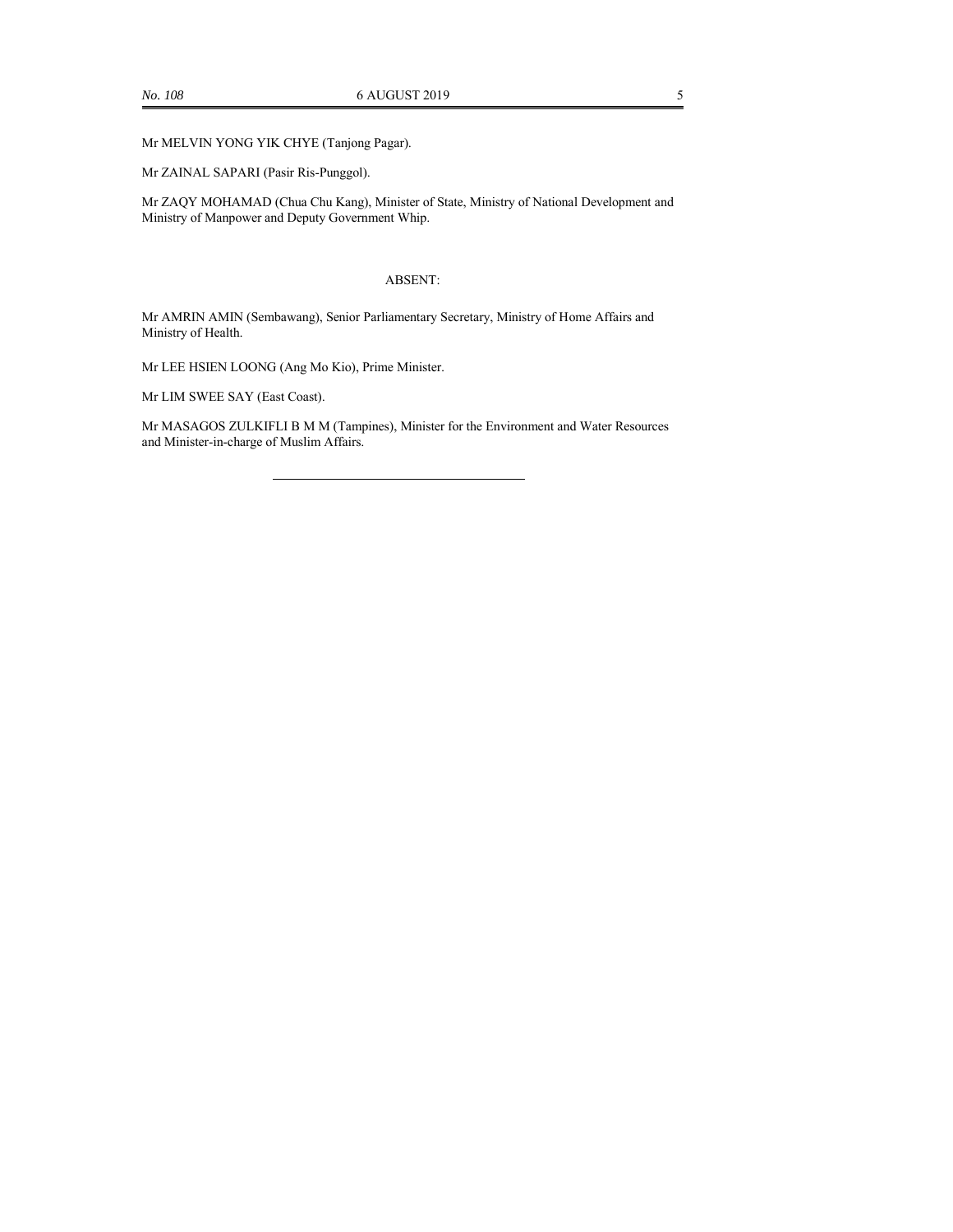Mr MELVIN YONG YIK CHYE (Tanjong Pagar).

Mr ZAINAL SAPARI (Pasir Ris-Punggol).

Mr ZAQY MOHAMAD (Chua Chu Kang), Minister of State, Ministry of National Development and Ministry of Manpower and Deputy Government Whip.

ABSENT:

Mr AMRIN AMIN (Sembawang), Senior Parliamentary Secretary, Ministry of Home Affairs and Ministry of Health.

Mr LEE HSIEN LOONG (Ang Mo Kio), Prime Minister.

Mr LIM SWEE SAY (East Coast).

Mr MASAGOS ZULKIFLI B M M (Tampines), Minister for the Environment and Water Resources and Minister-in-charge of Muslim Affairs.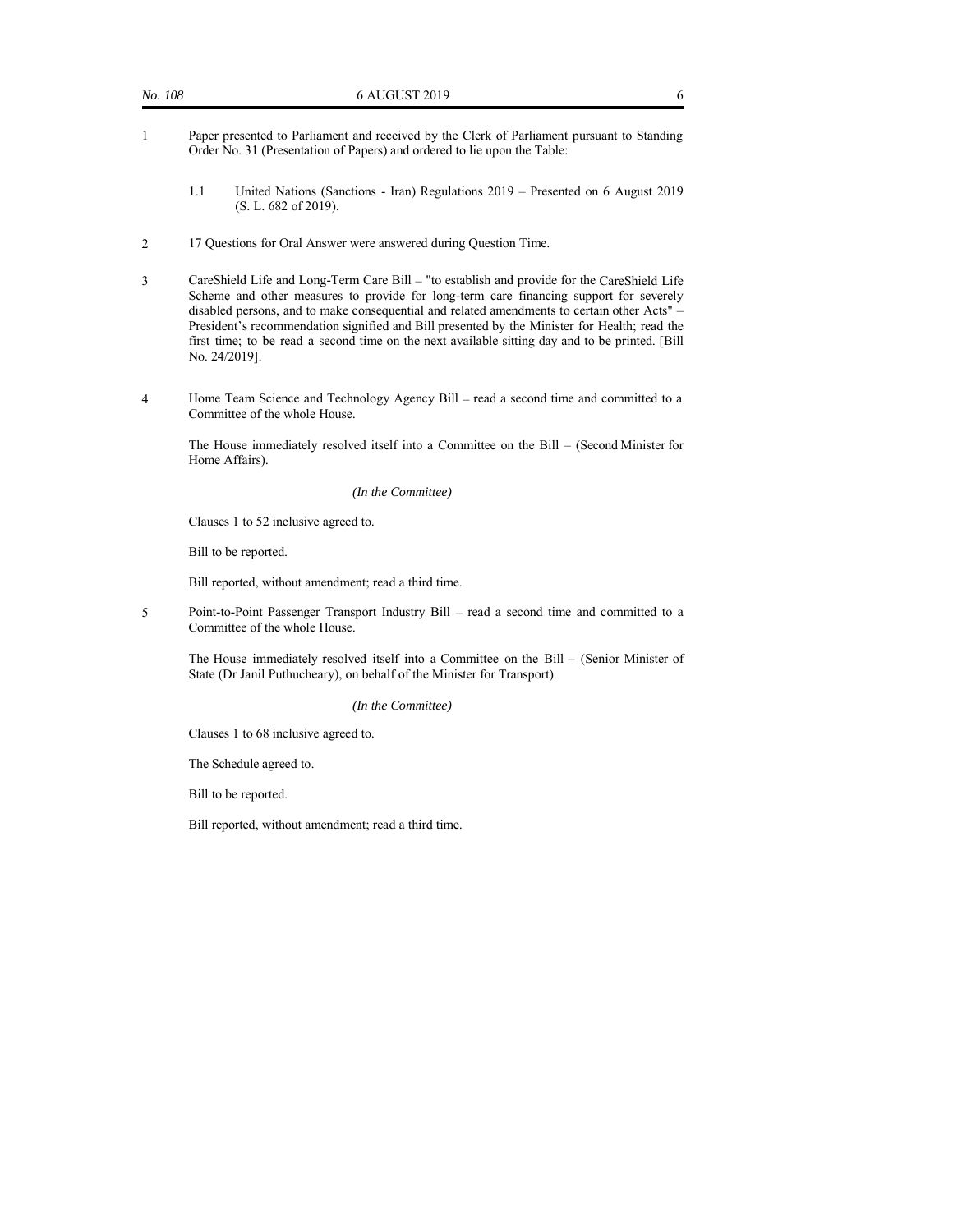1 Paper presented to Parliament and received by the Clerk of Parliament pursuant to Standing Order No. 31 (Presentation of Papers) and ordered to lie upon the Table:

  1.1 United Nations (Sanctions - Iran) Regulations 2019 – Presented on 6 August 2019 (S. L. 682 of 2019).

2 17 Questions for Oral Answer were answered during Question Time.

3 CareShield Life and Long-Term Care Bill – "to establish and provide for the CareShield Life Scheme and other measures to provide for long-term care financing support for severely disabled persons, and to make consequential and related amendments to certain other Acts" – President's recommendation signified and Bill presented by the Minister for Health; read the first time; to be read a second time on the next available sitting day and to be printed. [Bill No. 24/2019].

4 Home Team Science and Technology Agency Bill – read a second time and committed to a Committee of the whole House.

  The House immediately resolved itself into a Committee on the Bill – (Second Minister for Home Affairs).

  *(In the Committee)*

  Clauses 1 to 52 inclusive agreed to.

  Bill to be reported.

  Bill reported, without amendment; read a third time.

5 Point-to-Point Passenger Transport Industry Bill – read a second time and committed to a Committee of the whole House.

  The House immediately resolved itself into a Committee on the Bill – (Senior Minister of State (Dr Janil Puthucheary), on behalf of the Minister for Transport).

  *(In the Committee)*

  Clauses 1 to 68 inclusive agreed to.

  The Schedule agreed to.

  Bill to be reported.

  Bill reported, without amendment; read a third time.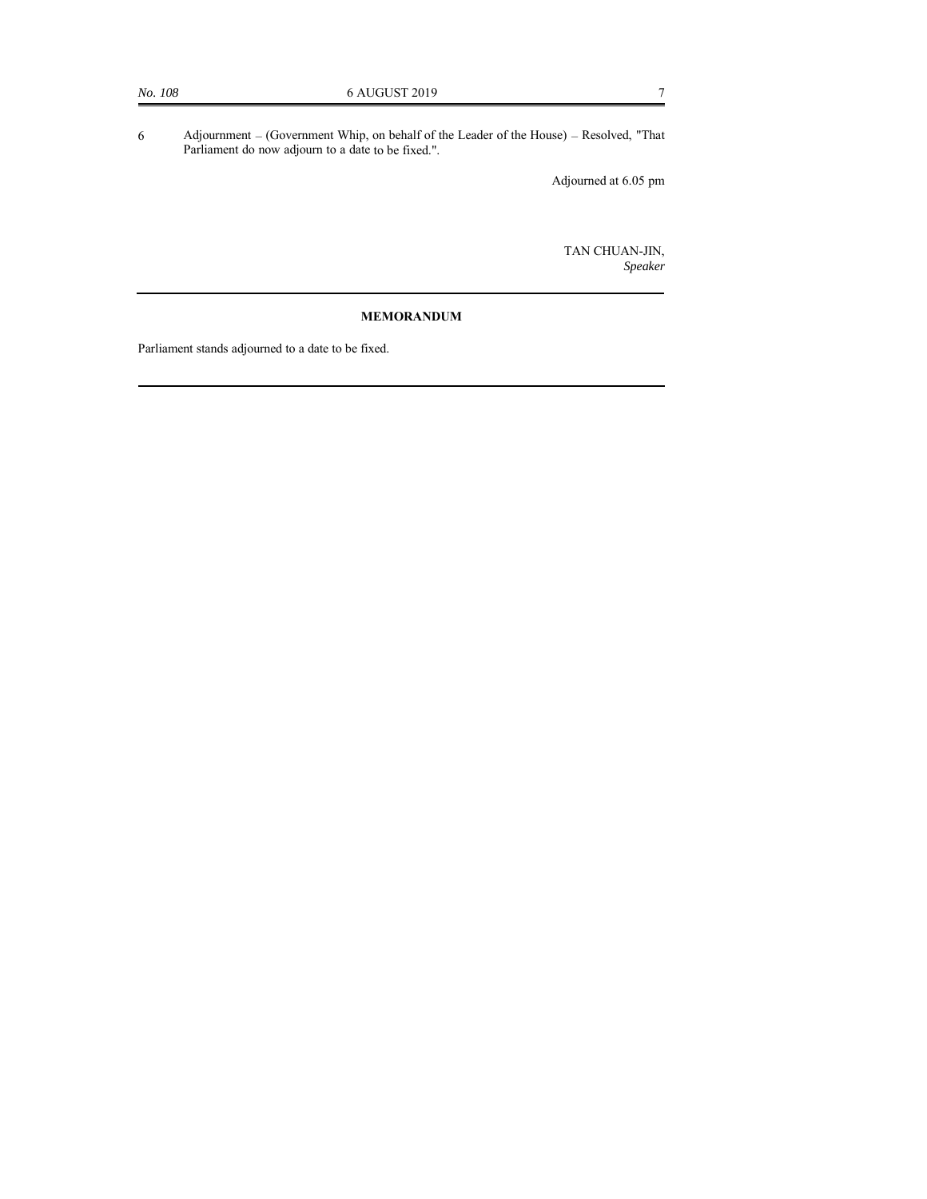6 Adjournment – (Government Whip, on behalf of the Leader of the House) – Resolved, "That Parliament do now adjourn to a date to be fixed.".

Adjourned at 6.05 pm

TAN CHUAN-JIN,
*Speaker*

---

**MEMORANDUM**

Parliament stands adjourned to a date to be fixed.

---